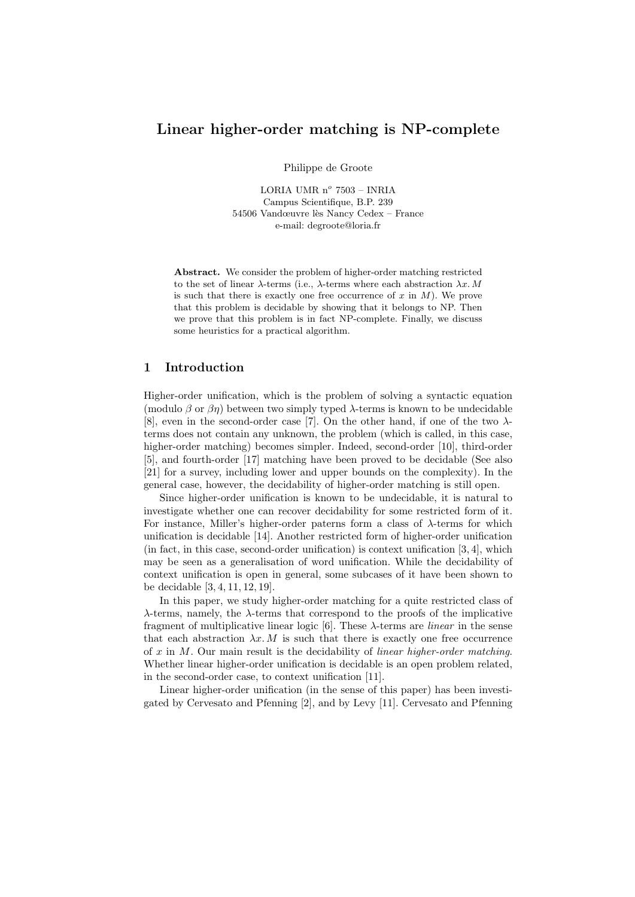# Linear higher-order matching is NP-complete

Philippe de Groote

LORIA UMR n$^o$ 7503 – INRIA
Campus Scientifique, B.P. 239
54506 Vandœuvre lès Nancy Cedex – France
e-mail: degroote@loria.fr

**Abstract.** We consider the problem of higher-order matching restricted to the set of linear $\lambda$-terms (i.e., $\lambda$-terms where each abstraction $\lambda x. M$ is such that there is exactly one free occurrence of $x$ in $M$). We prove that this problem is decidable by showing that it belongs to NP. Then we prove that this problem is in fact NP-complete. Finally, we discuss some heuristics for a practical algorithm.

## 1 Introduction

Higher-order unification, which is the problem of solving a syntactic equation (modulo $\beta$ or $\beta\eta$) between two simply typed $\lambda$-terms is known to be undecidable [8], even in the second-order case [7]. On the other hand, if one of the two $\lambda$-terms does not contain any unknown, the problem (which is called, in this case, higher-order matching) becomes simpler. Indeed, second-order [10], third-order [5], and fourth-order [17] matching have been proved to be decidable (See also [21] for a survey, including lower and upper bounds on the complexity). In the general case, however, the decidability of higher-order matching is still open.

Since higher-order unification is known to be undecidable, it is natural to investigate whether one can recover decidability for some restricted form of it. For instance, Miller's higher-order paterns form a class of $\lambda$-terms for which unification is decidable [14]. Another restricted form of higher-order unification (in fact, in this case, second-order unification) is context unification [3, 4], which may be seen as a generalisation of word unification. While the decidability of context unification is open in general, some subcases of it have been shown to be decidable [3, 4, 11, 12, 19].

In this paper, we study higher-order matching for a quite restricted class of $\lambda$-terms, namely, the $\lambda$-terms that correspond to the proofs of the implicative fragment of multiplicative linear logic [6]. These $\lambda$-terms are *linear* in the sense that each abstraction $\lambda x. M$ is such that there is exactly one free occurrence of $x$ in $M$. Our main result is the decidability of *linear higher-order matching*. Whether linear higher-order unification is decidable is an open problem related, in the second-order case, to context unification [11].

Linear higher-order unification (in the sense of this paper) has been investigated by Cervesato and Pfenning [2], and by Levy [11]. Cervesato and Pfenning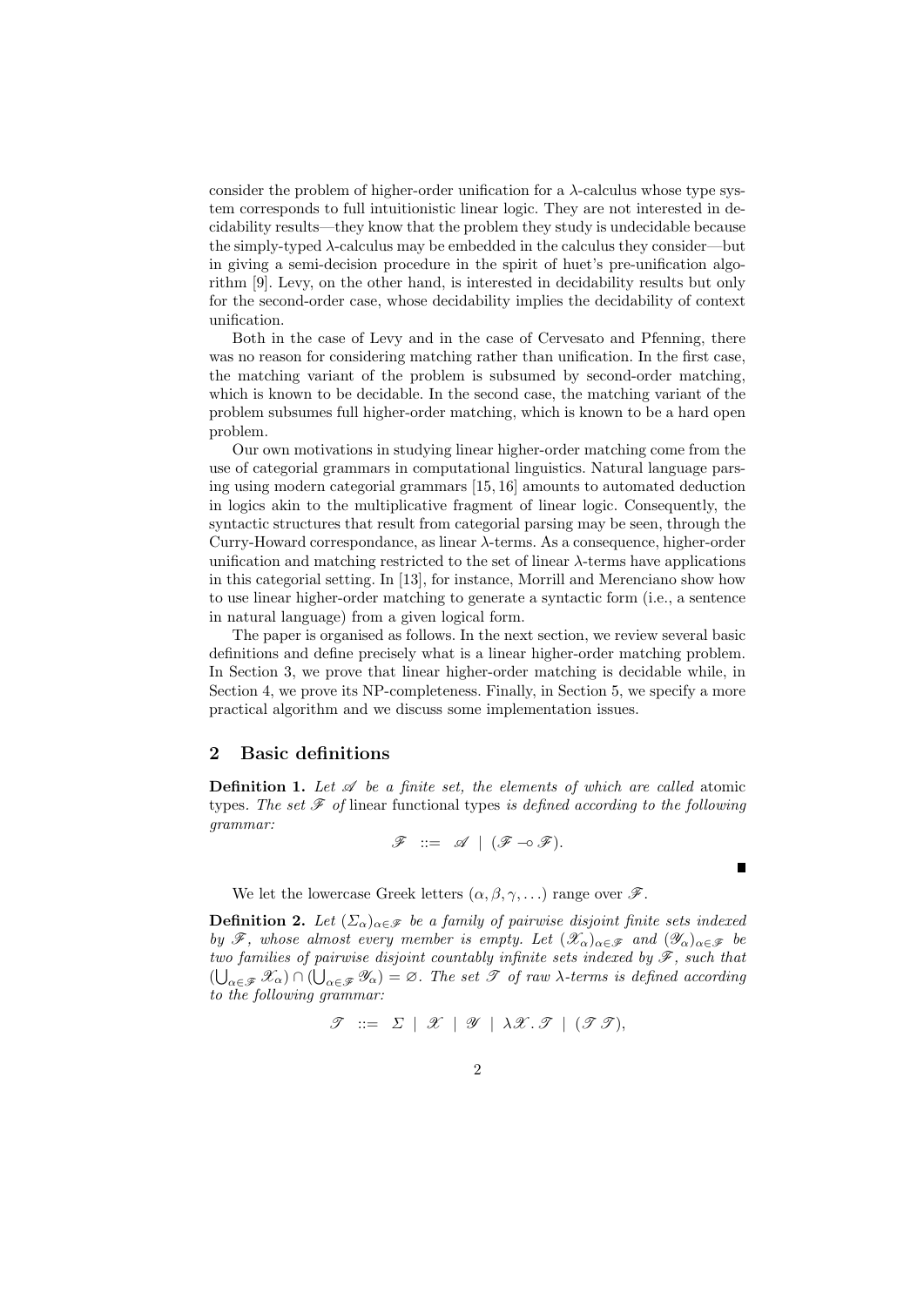consider the problem of higher-order unification for a λ-calculus whose type system corresponds to full intuitionistic linear logic. They are not interested in decidability results—they know that the problem they study is undecidable because the simply-typed λ-calculus may be embedded in the calculus they consider—but in giving a semi-decision procedure in the spirit of huet's pre-unification algorithm [9]. Levy, on the other hand, is interested in decidability results but only for the second-order case, whose decidability implies the decidability of context unification.

Both in the case of Levy and in the case of Cervesato and Pfenning, there was no reason for considering matching rather than unification. In the first case, the matching variant of the problem is subsumed by second-order matching, which is known to be decidable. In the second case, the matching variant of the problem subsumes full higher-order matching, which is known to be a hard open problem.

Our own motivations in studying linear higher-order matching come from the use of categorial grammars in computational linguistics. Natural language parsing using modern categorial grammars [15, 16] amounts to automated deduction in logics akin to the multiplicative fragment of linear logic. Consequently, the syntactic structures that result from categorial parsing may be seen, through the Curry-Howard correspondance, as linear λ-terms. As a consequence, higher-order unification and matching restricted to the set of linear λ-terms have applications in this categorial setting. In [13], for instance, Morrill and Merenciano show how to use linear higher-order matching to generate a syntactic form (i.e., a sentence in natural language) from a given logical form.

The paper is organised as follows. In the next section, we review several basic definitions and define precisely what is a linear higher-order matching problem. In Section 3, we prove that linear higher-order matching is decidable while, in Section 4, we prove its NP-completeness. Finally, in Section 5, we specify a more practical algorithm and we discuss some implementation issues.

## 2 Basic definitions

**Definition 1.** *Let $\mathscr{A}$ be a finite set, the elements of which are called* atomic types. *The set $\mathscr{F}$ of* linear functional types *is defined according to the following grammar:*

$$\mathscr{F} \;::=\; \mathscr{A} \mid (\mathscr{F} \multimap \mathscr{F}).$$

∎

We let the lowercase Greek letters $(\alpha, \beta, \gamma, \ldots)$ range over $\mathscr{F}$.

**Definition 2.** *Let $(\Sigma_\alpha)_{\alpha\in\mathscr{F}}$ be a family of pairwise disjoint finite sets indexed by $\mathscr{F}$, whose almost every member is empty. Let $(\mathscr{X}_\alpha)_{\alpha\in\mathscr{F}}$ and $(\mathscr{Y}_\alpha)_{\alpha\in\mathscr{F}}$ be two families of pairwise disjoint countably infinite sets indexed by $\mathscr{F}$, such that $(\bigcup_{\alpha\in\mathscr{F}} \mathscr{X}_\alpha) \cap (\bigcup_{\alpha\in\mathscr{F}} \mathscr{Y}_\alpha) = \varnothing$. The set $\mathscr{T}$ of raw λ-terms is defined according to the following grammar:*

$$\mathscr{T} \;::=\; \Sigma \mid \mathscr{X} \mid \mathscr{Y} \mid \lambda\mathscr{X}.\mathscr{T} \mid (\mathscr{T}\,\mathscr{T}),$$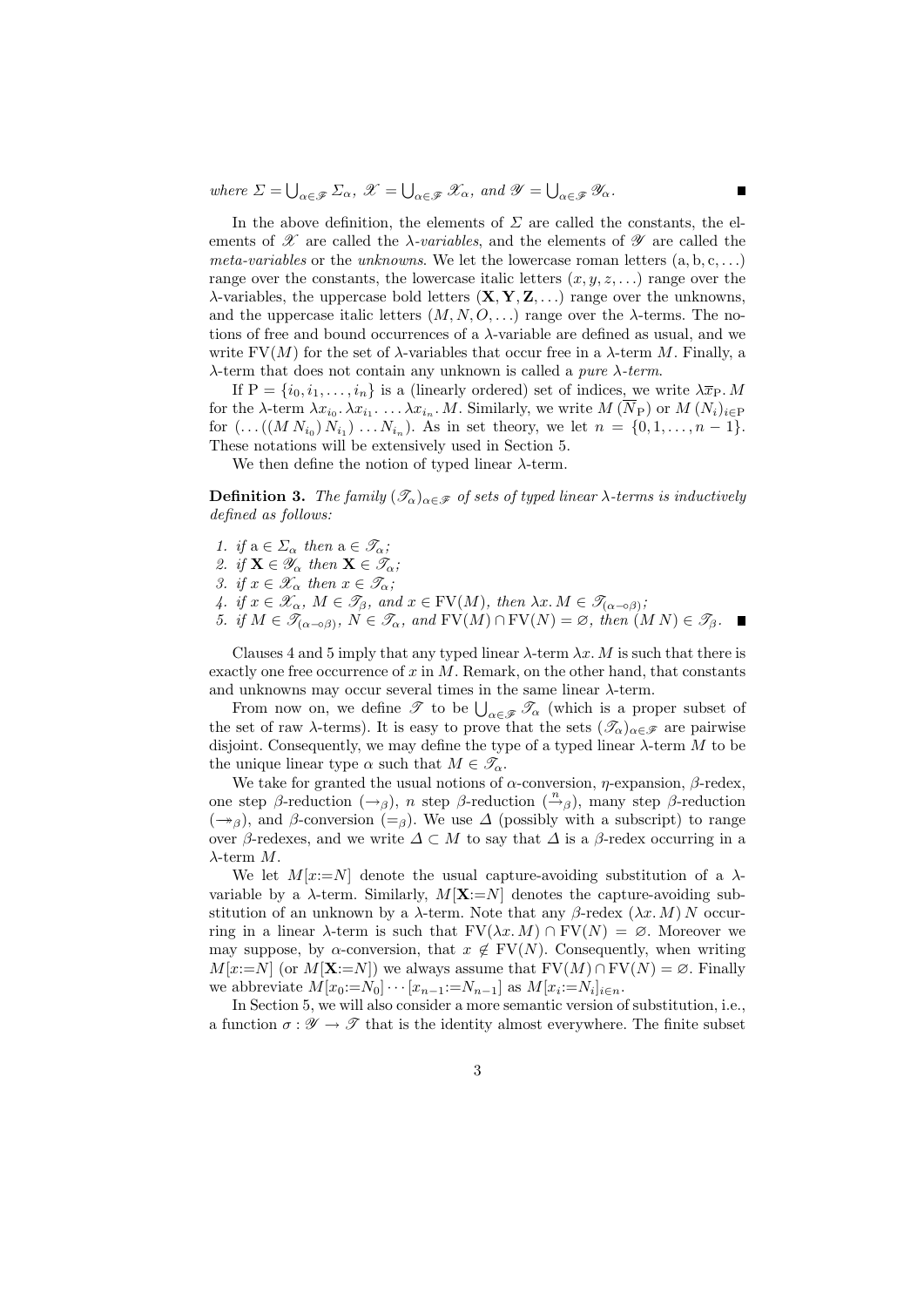*where* $\Sigma = \bigcup_{\alpha \in \mathscr{F}} \Sigma_\alpha$*,* $\mathscr{X} = \bigcup_{\alpha \in \mathscr{F}} \mathscr{X}_\alpha$*, and* $\mathscr{Y} = \bigcup_{\alpha \in \mathscr{F}} \mathscr{Y}_\alpha$*.* ∎

In the above definition, the elements of $\Sigma$ are called the constants, the elements of $\mathscr{X}$ are called the *λ-variables*, and the elements of $\mathscr{Y}$ are called the *meta-variables* or the *unknowns*. We let the lowercase roman letters $(\mathrm{a}, \mathrm{b}, \mathrm{c}, \ldots)$ range over the constants, the lowercase italic letters $(x, y, z, \ldots)$ range over the λ-variables, the uppercase bold letters $(\mathbf{X}, \mathbf{Y}, \mathbf{Z}, \ldots)$ range over the unknowns, and the uppercase italic letters $(M, N, O, \ldots)$ range over the λ-terms. The notions of free and bound occurrences of a λ-variable are defined as usual, and we write $\mathrm{FV}(M)$ for the set of λ-variables that occur free in a λ-term $M$. Finally, a λ-term that does not contain any unknown is called a *pure λ-term*.

If $\mathrm{P} = \{i_0, i_1, \ldots, i_n\}$ is a (linearly ordered) set of indices, we write $\lambda \overline{x}_{\mathrm{P}}.\, M$ for the λ-term $\lambda x_{i_0}.\, \lambda x_{i_1}.\, \ldots \lambda x_{i_n}.\, M$. Similarly, we write $M\, (\overline{N}_{\mathrm{P}})$ or $M\, (N_i)_{i \in \mathrm{P}}$ for $(\ldots((M\, N_{i_0})\, N_{i_1})\, \ldots N_{i_n})$. As in set theory, we let $n = \{0, 1, \ldots, n-1\}$. These notations will be extensively used in Section 5.

We then define the notion of typed linear λ-term.

**Definition 3.** *The family* $(\mathscr{T}_\alpha)_{\alpha \in \mathscr{F}}$ *of sets of typed linear λ-terms is inductively defined as follows:*

1. *if* $\mathrm{a} \in \Sigma_\alpha$ *then* $\mathrm{a} \in \mathscr{T}_\alpha$*;*
2. *if* $\mathbf{X} \in \mathscr{Y}_\alpha$ *then* $\mathbf{X} \in \mathscr{T}_\alpha$*;*
3. *if* $x \in \mathscr{X}_\alpha$ *then* $x \in \mathscr{T}_\alpha$*;*
4. *if* $x \in \mathscr{X}_\alpha$*,* $M \in \mathscr{T}_\beta$*, and* $x \in \mathrm{FV}(M)$*, then* $\lambda x.\, M \in \mathscr{T}_{(\alpha \multimap \beta)}$*;*
5. *if* $M \in \mathscr{T}_{(\alpha \multimap \beta)}$*,* $N \in \mathscr{T}_\alpha$*, and* $\mathrm{FV}(M) \cap \mathrm{FV}(N) = \varnothing$*, then* $(M\, N) \in \mathscr{T}_\beta$*.* ∎

Clauses 4 and 5 imply that any typed linear λ-term $\lambda x.\, M$ is such that there is exactly one free occurrence of $x$ in $M$. Remark, on the other hand, that constants and unknowns may occur several times in the same linear λ-term.

From now on, we define $\mathscr{T}$ to be $\bigcup_{\alpha \in \mathscr{F}} \mathscr{T}_\alpha$ (which is a proper subset of the set of raw λ-terms). It is easy to prove that the sets $(\mathscr{T}_\alpha)_{\alpha \in \mathscr{F}}$ are pairwise disjoint. Consequently, we may define the type of a typed linear λ-term $M$ to be the unique linear type $\alpha$ such that $M \in \mathscr{T}_\alpha$.

We take for granted the usual notions of α-conversion, η-expansion, β-redex, one step β-reduction ($\rightarrow_\beta$), $n$ step β-reduction ($\xrightarrow{n}_\beta$), many step β-reduction ($\twoheadrightarrow_\beta$), and β-conversion ($=_\beta$). We use $\Delta$ (possibly with a subscript) to range over β-redexes, and we write $\Delta \subset M$ to say that $\Delta$ is a β-redex occurring in a λ-term $M$.

We let $M[x{:=}N]$ denote the usual capture-avoiding substitution of a λ-variable by a λ-term. Similarly, $M[\mathbf{X}{:=}N]$ denotes the capture-avoiding substitution of an unknown by a λ-term. Note that any β-redex $(\lambda x.\, M)\, N$ occurring in a linear λ-term is such that $\mathrm{FV}(\lambda x.\, M) \cap \mathrm{FV}(N) = \varnothing$. Moreover we may suppose, by α-conversion, that $x \notin \mathrm{FV}(N)$. Consequently, when writing $M[x{:=}N]$ (or $M[\mathbf{X}{:=}N]$) we always assume that $\mathrm{FV}(M) \cap \mathrm{FV}(N) = \varnothing$. Finally we abbreviate $M[x_0{:=}N_0] \cdots [x_{n-1}{:=}N_{n-1}]$ as $M[x_i{:=}N_i]_{i \in n}$.

In Section 5, we will also consider a more semantic version of substitution, i.e., a function $\sigma : \mathscr{Y} \rightarrow \mathscr{T}$ that is the identity almost everywhere. The finite subset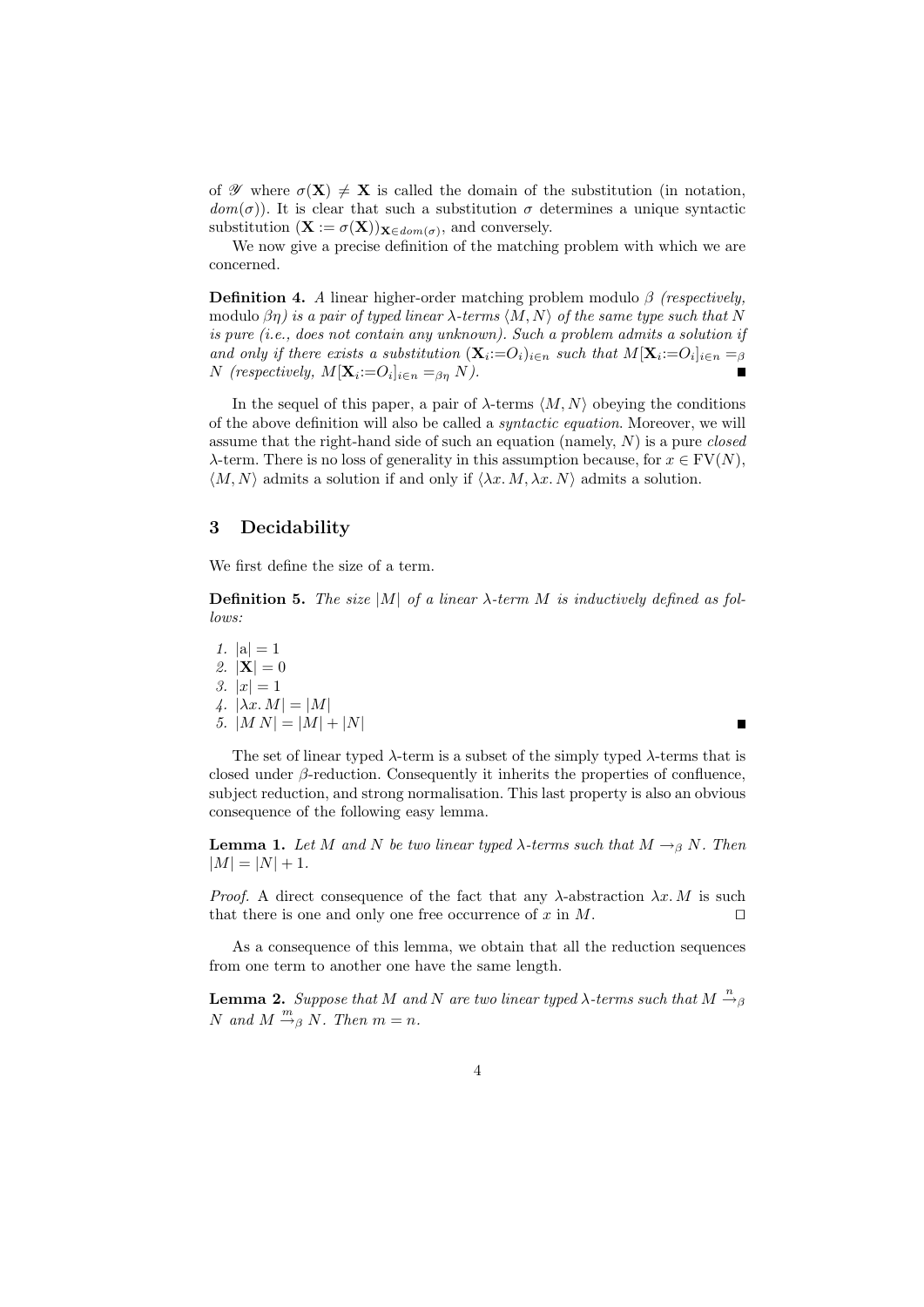of $\mathscr{Y}$ where $\sigma(\mathbf{X}) \neq \mathbf{X}$ is called the domain of the substitution (in notation, $dom(\sigma)$). It is clear that such a substitution $\sigma$ determines a unique syntactic substitution $(\mathbf{X} := \sigma(\mathbf{X}))_{\mathbf{X} \in dom(\sigma)}$, and conversely.

We now give a precise definition of the matching problem with which we are concerned.

**Definition 4.** *A* linear higher-order matching problem modulo $\beta$ *(respectively,* modulo $\beta\eta$*) is a pair of typed linear $\lambda$-terms $\langle M, N \rangle$ of the same type such that $N$ is pure (i.e., does not contain any unknown). Such a problem admits a solution if and only if there exists a substitution $(\mathbf{X}_i{:=}O_i)_{i \in n}$ such that $M[\mathbf{X}_i{:=}O_i]_{i \in n} =_\beta N$ (respectively, $M[\mathbf{X}_i{:=}O_i]_{i \in n} =_{\beta\eta} N$).* ∎

In the sequel of this paper, a pair of $\lambda$-terms $\langle M, N \rangle$ obeying the conditions of the above definition will also be called a *syntactic equation*. Moreover, we will assume that the right-hand side of such an equation (namely, $N$) is a pure *closed* $\lambda$-term. There is no loss of generality in this assumption because, for $x \in \mathrm{FV}(N)$, $\langle M, N \rangle$ admits a solution if and only if $\langle \lambda x.\, M, \lambda x.\, N \rangle$ admits a solution.

## 3 Decidability

We first define the size of a term.

**Definition 5.** *The size $|M|$ of a linear $\lambda$-term $M$ is inductively defined as follows:*

1. $|\mathrm{a}| = 1$
2. $|\mathbf{X}| = 0$
3. $|x| = 1$
4. $|\lambda x.\, M| = |M|$
5. $|M\, N| = |M| + |N|$

∎

The set of linear typed $\lambda$-term is a subset of the simply typed $\lambda$-terms that is closed under $\beta$-reduction. Consequently it inherits the properties of confluence, subject reduction, and strong normalisation. This last property is also an obvious consequence of the following easy lemma.

**Lemma 1.** *Let $M$ and $N$ be two linear typed $\lambda$-terms such that $M \to_\beta N$. Then $|M| = |N| + 1$.*

*Proof.* A direct consequence of the fact that any $\lambda$-abstraction $\lambda x.\, M$ is such that there is one and only one free occurrence of $x$ in $M$. □

As a consequence of this lemma, we obtain that all the reduction sequences from one term to another one have the same length.

**Lemma 2.** *Suppose that $M$ and $N$ are two linear typed $\lambda$-terms such that $M \overset{n}{\to}_\beta N$ and $M \overset{m}{\to}_\beta N$. Then $m = n$.*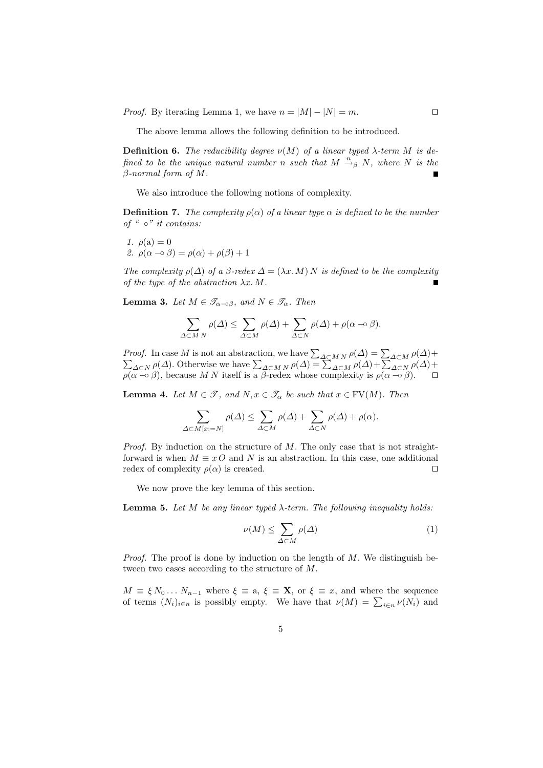*Proof.* By iterating Lemma 1, we have $n = |M| - |N| = m$. □

The above lemma allows the following definition to be introduced.

**Definition 6.** *The reducibility degree $\nu(M)$ of a linear typed $\lambda$-term $M$ is defined to be the unique natural number $n$ such that $M \xrightarrow{n}_\beta N$, where $N$ is the $\beta$-normal form of $M$.* ■

We also introduce the following notions of complexity.

**Definition 7.** *The complexity $\rho(\alpha)$ of a linear type $\alpha$ is defined to be the number of "$\multimap$" it contains:*

1. $\rho(\mathrm{a}) = 0$
2. $\rho(\alpha \multimap \beta) = \rho(\alpha) + \rho(\beta) + 1$

*The complexity $\rho(\Delta)$ of a $\beta$-redex $\Delta = (\lambda x.\, M)\, N$ is defined to be the complexity of the type of the abstraction $\lambda x.\, M$.* ■

**Lemma 3.** *Let $M \in \mathscr{T}_{\alpha \multimap \beta}$, and $N \in \mathscr{T}_\alpha$. Then*

$$\sum_{\Delta \subset M\, N} \rho(\Delta) \leq \sum_{\Delta \subset M} \rho(\Delta) + \sum_{\Delta \subset N} \rho(\Delta) + \rho(\alpha \multimap \beta).$$

*Proof.* In case $M$ is not an abstraction, we have $\sum_{\Delta \subset M\, N} \rho(\Delta) = \sum_{\Delta \subset M} \rho(\Delta) + \sum_{\Delta \subset N} \rho(\Delta)$. Otherwise we have $\sum_{\Delta \subset M\, N} \rho(\Delta) = \sum_{\Delta \subset M} \rho(\Delta) + \sum_{\Delta \subset N} \rho(\Delta) + \rho(\alpha \multimap \beta)$, because $M\, N$ itself is a $\beta$-redex whose complexity is $\rho(\alpha \multimap \beta)$. □

**Lemma 4.** *Let $M \in \mathscr{T}$, and $N, x \in \mathscr{T}_\alpha$ be such that $x \in \mathrm{FV}(M)$. Then*

$$\sum_{\Delta \subset M[x:=N]} \rho(\Delta) \leq \sum_{\Delta \subset M} \rho(\Delta) + \sum_{\Delta \subset N} \rho(\Delta) + \rho(\alpha).$$

*Proof.* By induction on the structure of $M$. The only case that is not straightforward is when $M \equiv x\, O$ and $N$ is an abstraction. In this case, one additional redex of complexity $\rho(\alpha)$ is created. □

We now prove the key lemma of this section.

**Lemma 5.** *Let $M$ be any linear typed $\lambda$-term. The following inequality holds:*

$$\nu(M) \leq \sum_{\Delta \subset M} \rho(\Delta) \tag{1}$$

*Proof.* The proof is done by induction on the length of $M$. We distinguish between two cases according to the structure of $M$.

$M \equiv \xi\, N_0 \ldots N_{n-1}$ where $\xi \equiv \mathrm{a}$, $\xi \equiv \mathbf{X}$, or $\xi \equiv x$, and where the sequence of terms $(N_i)_{i \in n}$ is possibly empty. We have that $\nu(M) = \sum_{i \in n} \nu(N_i)$ and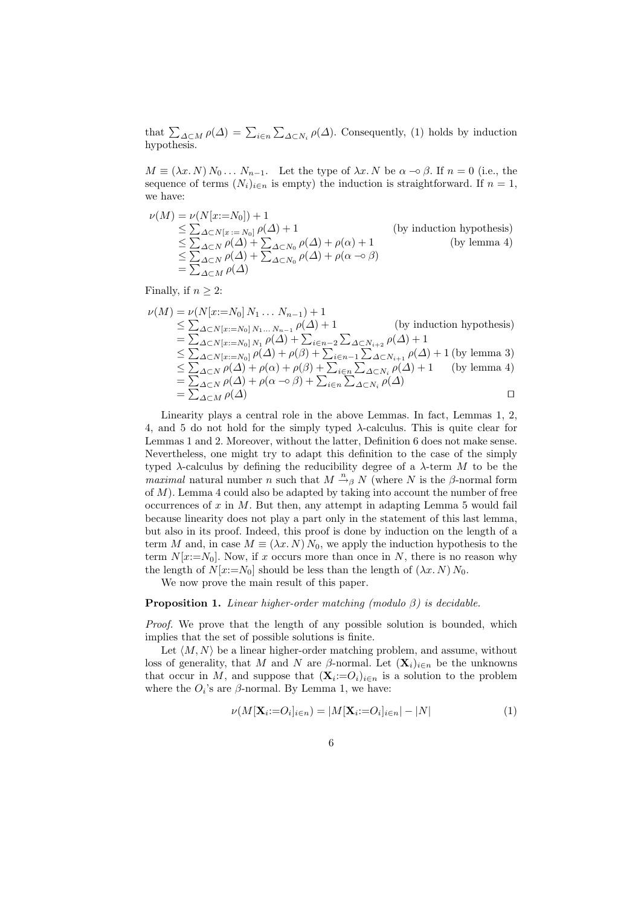that $\sum_{\Delta \subset M} \rho(\Delta) = \sum_{i \in n} \sum_{\Delta \subset N_i} \rho(\Delta)$. Consequently, (1) holds by induction hypothesis.

$M \equiv (\lambda x.\, N)\, N_0 \ldots N_{n-1}$. Let the type of $\lambda x.\, N$ be $\alpha \multimap \beta$. If $n = 0$ (i.e., the sequence of terms $(N_i)_{i \in n}$ is empty) the induction is straightforward. If $n = 1$, we have:

$$
\begin{aligned}
\nu(M) &= \nu(N[x{:=}N_0]) + 1 \\
&\leq \textstyle\sum_{\Delta \subset N[x\,:=\,N_0]} \rho(\Delta) + 1 && \text{(by induction hypothesis)} \\
&\leq \textstyle\sum_{\Delta \subset N} \rho(\Delta) + \sum_{\Delta \subset N_0} \rho(\Delta) + \rho(\alpha) + 1 && \text{(by lemma 4)} \\
&\leq \textstyle\sum_{\Delta \subset N} \rho(\Delta) + \sum_{\Delta \subset N_0} \rho(\Delta) + \rho(\alpha \multimap \beta) \\
&= \textstyle\sum_{\Delta \subset M} \rho(\Delta)
\end{aligned}
$$

Finally, if $n \geq 2$:

$$
\begin{aligned}
\nu(M) &= \nu(N[x{:=}N_0]\, N_1 \ldots N_{n-1}) + 1 \\
&\leq \textstyle\sum_{\Delta \subset N[x:=N_0]\, N_1 \ldots N_{n-1}} \rho(\Delta) + 1 && \text{(by induction hypothesis)} \\
&= \textstyle\sum_{\Delta \subset N[x:=N_0]\, N_1} \rho(\Delta) + \sum_{i \in n-2} \sum_{\Delta \subset N_{i+2}} \rho(\Delta) + 1 \\
&\leq \textstyle\sum_{\Delta \subset N[x:=N_0]} \rho(\Delta) + \rho(\beta) + \sum_{i \in n-1} \sum_{\Delta \subset N_{i+1}} \rho(\Delta) + 1 && \text{(by lemma 3)} \\
&\leq \textstyle\sum_{\Delta \subset N} \rho(\Delta) + \rho(\alpha) + \rho(\beta) + \sum_{i \in n} \sum_{\Delta \subset N_i} \rho(\Delta) + 1 && \text{(by lemma 4)} \\
&= \textstyle\sum_{\Delta \subset N} \rho(\Delta) + \rho(\alpha \multimap \beta) + \sum_{i \in n} \sum_{\Delta \subset N_i} \rho(\Delta) \\
&= \textstyle\sum_{\Delta \subset M} \rho(\Delta)
\end{aligned}
$$

□

Linearity plays a central role in the above Lemmas. In fact, Lemmas 1, 2, 4, and 5 do not hold for the simply typed $\lambda$-calculus. This is quite clear for Lemmas 1 and 2. Moreover, without the latter, Definition 6 does not make sense. Nevertheless, one might try to adapt this definition to the case of the simply typed $\lambda$-calculus by defining the reducibility degree of a $\lambda$-term $M$ to be the *maximal* natural number $n$ such that $M \xrightarrow{n}_\beta N$ (where $N$ is the $\beta$-normal form of $M$). Lemma 4 could also be adapted by taking into account the number of free occurrences of $x$ in $M$. But then, any attempt in adapting Lemma 5 would fail because linearity does not play a part only in the statement of this last lemma, but also in its proof. Indeed, this proof is done by induction on the length of a term $M$ and, in case $M \equiv (\lambda x.\, N)\, N_0$, we apply the induction hypothesis to the term $N[x{:=}N_0]$. Now, if $x$ occurs more than once in $N$, there is no reason why the length of $N[x{:=}N_0]$ should be less than the length of $(\lambda x.\, N)\, N_0$.

We now prove the main result of this paper.

**Proposition 1.** *Linear higher-order matching (modulo $\beta$) is decidable.*

*Proof.* We prove that the length of any possible solution is bounded, which implies that the set of possible solutions is finite.

Let $\langle M, N\rangle$ be a linear higher-order matching problem, and assume, without loss of generality, that $M$ and $N$ are $\beta$-normal. Let $(\mathbf{X}_i)_{i \in n}$ be the unknowns that occur in $M$, and suppose that $(\mathbf{X}_i{:=}O_i)_{i \in n}$ is a solution to the problem where the $O_i$'s are $\beta$-normal. By Lemma 1, we have:

$$\nu(M[\mathbf{X}_i{:=}O_i]_{i \in n}) = |M[\mathbf{X}_i{:=}O_i]_{i \in n}| - |N| \tag{1}$$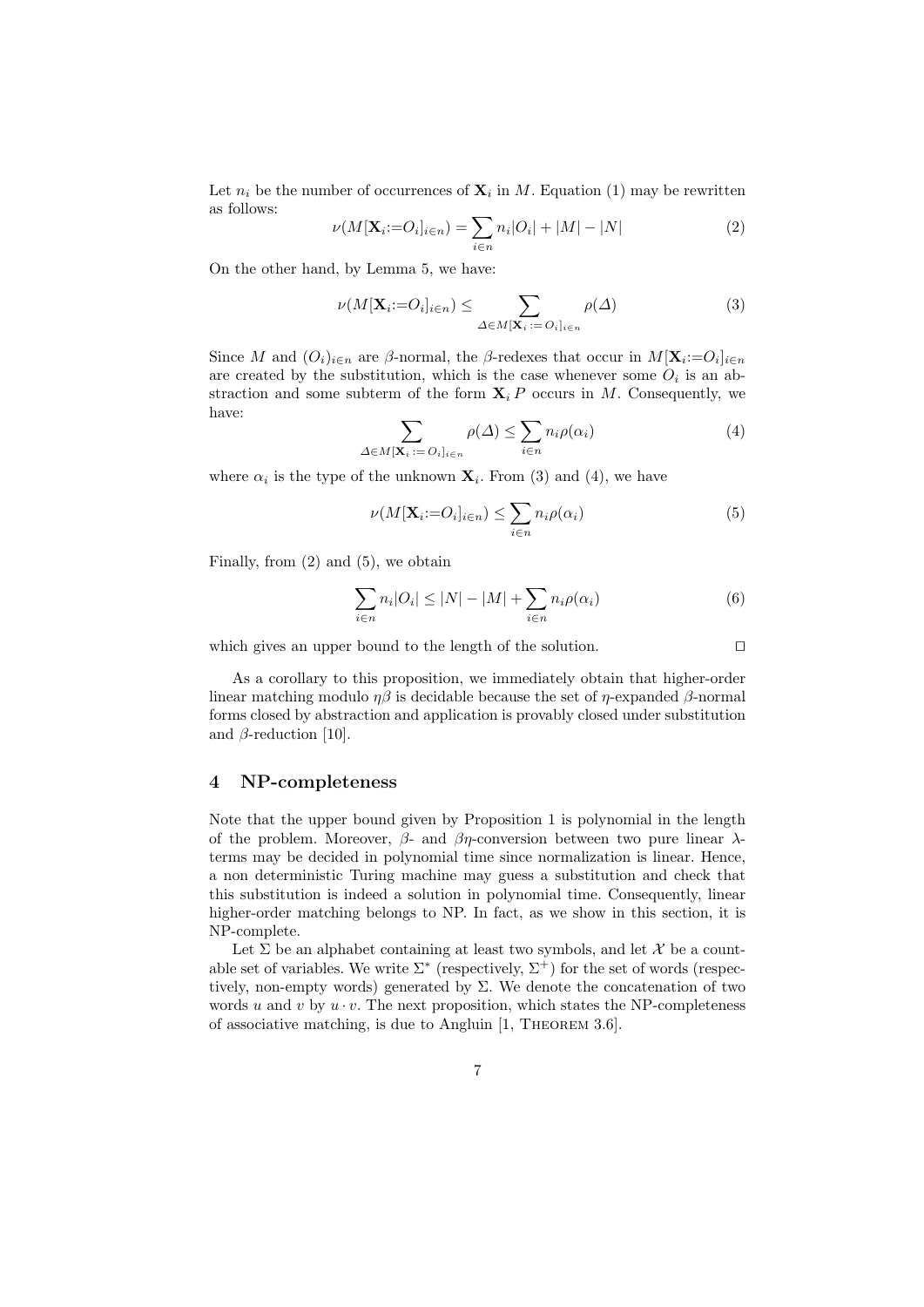Let $n_i$ be the number of occurrences of $\mathbf{X}_i$ in $M$. Equation (1) may be rewritten as follows:

$$\nu(M[\mathbf{X}_i{:=}O_i]_{i\in n}) = \sum_{i\in n} n_i|O_i| + |M| - |N| \tag{2}$$

On the other hand, by Lemma 5, we have:

$$\nu(M[\mathbf{X}_i{:=}O_i]_{i\in n}) \leq \sum_{\Delta \in M[\mathbf{X}_i := O_i]_{i\in n}} \rho(\Delta) \tag{3}$$

Since $M$ and $(O_i)_{i\in n}$ are $\beta$-normal, the $\beta$-redexes that occur in $M[\mathbf{X}_i{:=}O_i]_{i\in n}$ are created by the substitution, which is the case whenever some $O_i$ is an abstraction and some subterm of the form $\mathbf{X}_i\, P$ occurs in $M$. Consequently, we have:

$$\sum_{\Delta \in M[\mathbf{X}_i := O_i]_{i\in n}} \rho(\Delta) \leq \sum_{i\in n} n_i \rho(\alpha_i) \tag{4}$$

where $\alpha_i$ is the type of the unknown $\mathbf{X}_i$. From (3) and (4), we have

$$\nu(M[\mathbf{X}_i{:=}O_i]_{i\in n}) \leq \sum_{i\in n} n_i \rho(\alpha_i) \tag{5}$$

Finally, from (2) and (5), we obtain

$$\sum_{i\in n} n_i|O_i| \leq |N| - |M| + \sum_{i\in n} n_i \rho(\alpha_i) \tag{6}$$

which gives an upper bound to the length of the solution. □

As a corollary to this proposition, we immediately obtain that higher-order linear matching modulo $\eta\beta$ is decidable because the set of $\eta$-expanded $\beta$-normal forms closed by abstraction and application is provably closed under substitution and $\beta$-reduction [10].

## 4 NP-completeness

Note that the upper bound given by Proposition 1 is polynomial in the length of the problem. Moreover, $\beta$- and $\beta\eta$-conversion between two pure linear $\lambda$-terms may be decided in polynomial time since normalization is linear. Hence, a non deterministic Turing machine may guess a substitution and check that this substitution is indeed a solution in polynomial time. Consequently, linear higher-order matching belongs to NP. In fact, as we show in this section, it is NP-complete.

Let $\Sigma$ be an alphabet containing at least two symbols, and let $\mathcal{X}$ be a countable set of variables. We write $\Sigma^*$ (respectively, $\Sigma^+$) for the set of words (respectively, non-empty words) generated by $\Sigma$. We denote the concatenation of two words $u$ and $v$ by $u \cdot v$. The next proposition, which states the NP-completeness of associative matching, is due to Angluin [1, Theorem 3.6].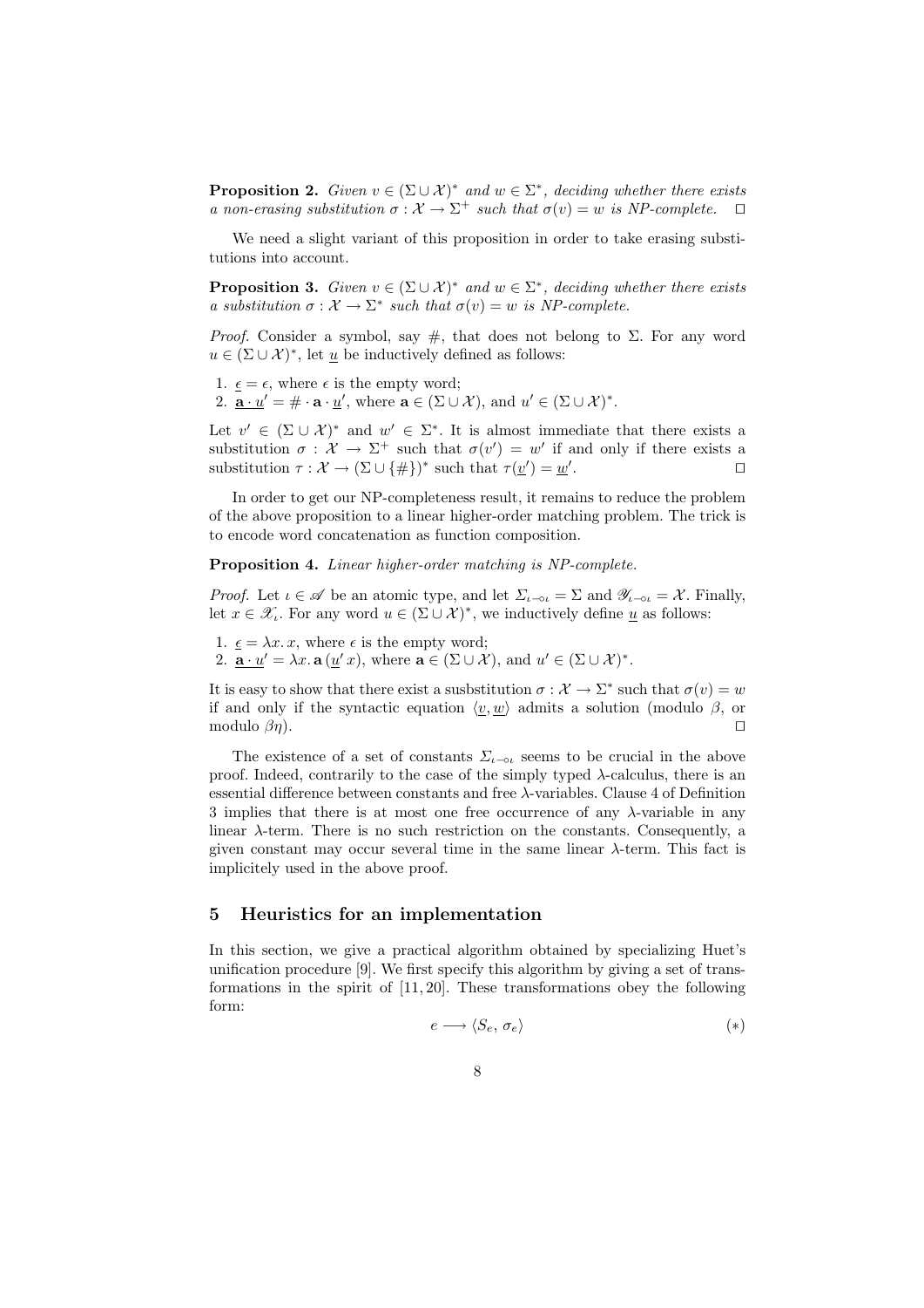**Proposition 2.** *Given $v \in (\Sigma \cup \mathcal{X})^*$ and $w \in \Sigma^*$, deciding whether there exists a non-erasing substitution $\sigma : \mathcal{X} \to \Sigma^+$ such that $\sigma(v) = w$ is NP-complete.* $\square$

We need a slight variant of this proposition in order to take erasing substitutions into account.

**Proposition 3.** *Given $v \in (\Sigma \cup \mathcal{X})^*$ and $w \in \Sigma^*$, deciding whether there exists a substitution $\sigma : \mathcal{X} \to \Sigma^*$ such that $\sigma(v) = w$ is NP-complete.*

*Proof.* Consider a symbol, say #, that does not belong to $\Sigma$. For any word $u \in (\Sigma \cup \mathcal{X})^*$, let $\underline{u}$ be inductively defined as follows:

1. $\underline{\epsilon} = \epsilon$, where $\epsilon$ is the empty word;
2. $\underline{\mathbf{a} \cdot u'} = \# \cdot \mathbf{a} \cdot \underline{u'}$, where $\mathbf{a} \in (\Sigma \cup \mathcal{X})$, and $u' \in (\Sigma \cup \mathcal{X})^*$.

Let $v' \in (\Sigma \cup \mathcal{X})^*$ and $w' \in \Sigma^*$. It is almost immediate that there exists a substitution $\sigma : \mathcal{X} \to \Sigma^+$ such that $\sigma(v') = w'$ if and only if there exists a substitution $\tau : \mathcal{X} \to (\Sigma \cup \{\#\})^*$ such that $\tau(\underline{v'}) = \underline{w'}$. $\square$

In order to get our NP-completeness result, it remains to reduce the problem of the above proposition to a linear higher-order matching problem. The trick is to encode word concatenation as function composition.

**Proposition 4.** *Linear higher-order matching is NP-complete.*

*Proof.* Let $\iota \in \mathscr{A}$ be an atomic type, and let $\Sigma_{\iota \multimap \iota} = \Sigma$ and $\mathscr{Y}_{\iota \multimap \iota} = \mathcal{X}$. Finally, let $x \in \mathscr{X}_\iota$. For any word $u \in (\Sigma \cup \mathcal{X})^*$, we inductively define $\underline{u}$ as follows:

1. $\underline{\epsilon} = \lambda x.\, x$, where $\epsilon$ is the empty word;
2. $\underline{\mathbf{a} \cdot u'} = \lambda x.\, \mathbf{a}\, (\underline{u'}\, x)$, where $\mathbf{a} \in (\Sigma \cup \mathcal{X})$, and $u' \in (\Sigma \cup \mathcal{X})^*$.

It is easy to show that there exist a susbstitution $\sigma : \mathcal{X} \to \Sigma^*$ such that $\sigma(v) = w$ if and only if the syntactic equation $\langle \underline{v}, \underline{w} \rangle$ admits a solution (modulo $\beta$, or modulo $\beta\eta$). $\square$

The existence of a set of constants $\Sigma_{\iota \multimap \iota}$ seems to be crucial in the above proof. Indeed, contrarily to the case of the simply typed $\lambda$-calculus, there is an essential difference between constants and free $\lambda$-variables. Clause 4 of Definition 3 implies that there is at most one free occurrence of any $\lambda$-variable in any linear $\lambda$-term. There is no such restriction on the constants. Consequently, a given constant may occur several time in the same linear $\lambda$-term. This fact is implicitely used in the above proof.

## 5 Heuristics for an implementation

In this section, we give a practical algorithm obtained by specializing Huet's unification procedure [9]. We first specify this algorithm by giving a set of transformations in the spirit of [11, 20]. These transformations obey the following form:

$$e \longrightarrow \langle S_e,\, \sigma_e \rangle \qquad (*)$$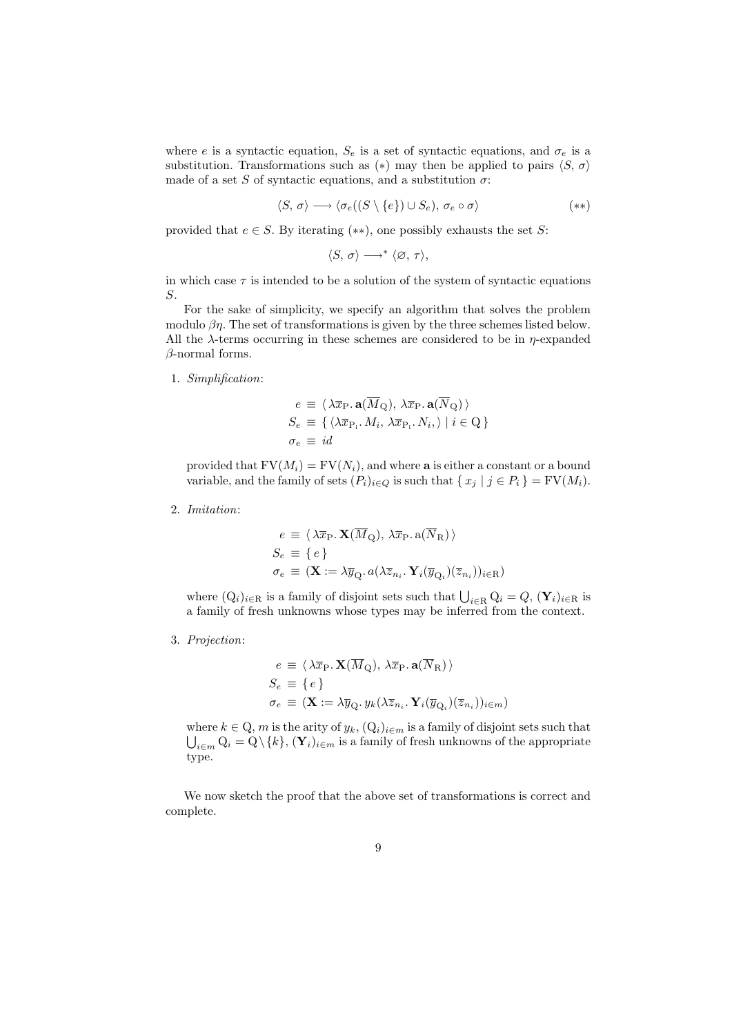where $e$ is a syntactic equation, $S_e$ is a set of syntactic equations, and $\sigma_e$ is a substitution. Transformations such as $(*)$ may then be applied to pairs $\langle S, \sigma\rangle$ made of a set $S$ of syntactic equations, and a substitution $\sigma$:

$$\langle S, \sigma\rangle \longrightarrow \langle \sigma_e((S \setminus \{e\}) \cup S_e), \sigma_e \circ \sigma\rangle \qquad (**)$$

provided that $e \in S$. By iterating $(**)$, one possibly exhausts the set $S$:

$$\langle S, \sigma\rangle \longrightarrow^* \langle \varnothing, \tau\rangle,$$

in which case $\tau$ is intended to be a solution of the system of syntactic equations $S$.

For the sake of simplicity, we specify an algorithm that solves the problem modulo $\beta\eta$. The set of transformations is given by the three schemes listed below. All the $\lambda$-terms occurring in these schemes are considered to be in $\eta$-expanded $\beta$-normal forms.

1. *Simplification*:

$$\begin{aligned} e &\equiv \langle \lambda\overline{x}_{\mathrm{P}}.\, \mathbf{a}(\overline{M}_{\mathrm{Q}}),\, \lambda\overline{x}_{\mathrm{P}}.\, \mathbf{a}(\overline{N}_{\mathrm{Q}}) \rangle \\ S_e &\equiv \{ \langle \lambda\overline{x}_{\mathrm{P_i}}.\, M_i,\, \lambda\overline{x}_{\mathrm{P_i}}.\, N_i, \rangle \mid i \in \mathrm{Q} \} \\ \sigma_e &\equiv id \end{aligned}$$

   provided that $\mathrm{FV}(M_i) = \mathrm{FV}(N_i)$, and where $\mathbf{a}$ is either a constant or a bound variable, and the family of sets $(P_i)_{i\in Q}$ is such that $\{ x_j \mid j \in P_i \} = \mathrm{FV}(M_i)$.

2. *Imitation*:

$$\begin{aligned} e &\equiv \langle \lambda\overline{x}_{\mathrm{P}}.\, \mathbf{X}(\overline{M}_{\mathrm{Q}}),\, \lambda\overline{x}_{\mathrm{P}}.\, \mathrm{a}(\overline{N}_{\mathrm{R}}) \rangle \\ S_e &\equiv \{ e \} \\ \sigma_e &\equiv (\mathbf{X} := \lambda\overline{y}_{\mathrm{Q}}.\, a(\lambda\overline{z}_{n_i}.\, \mathbf{Y}_i(\overline{y}_{\mathrm{Q}_i})(\overline{z}_{n_i}))_{i\in\mathrm{R}}) \end{aligned}$$

   where $(\mathrm{Q}_i)_{i\in\mathrm{R}}$ is a family of disjoint sets such that $\bigcup_{i\in\mathrm{R}} \mathrm{Q}_i = Q$, $(\mathbf{Y}_i)_{i\in\mathrm{R}}$ is a family of fresh unknowns whose types may be inferred from the context.

3. *Projection*:

$$\begin{aligned} e &\equiv \langle \lambda\overline{x}_{\mathrm{P}}.\, \mathbf{X}(\overline{M}_{\mathrm{Q}}),\, \lambda\overline{x}_{\mathrm{P}}.\, \mathbf{a}(\overline{N}_{\mathrm{R}}) \rangle \\ S_e &\equiv \{ e \} \\ \sigma_e &\equiv (\mathbf{X} := \lambda\overline{y}_{\mathrm{Q}}.\, y_k(\lambda\overline{z}_{n_i}.\, \mathbf{Y}_i(\overline{y}_{\mathrm{Q}_i})(\overline{z}_{n_i}))_{i\in m}) \end{aligned}$$

   where $k \in \mathrm{Q}$, $m$ is the arity of $y_k$, $(\mathrm{Q}_i)_{i\in m}$ is a family of disjoint sets such that $\bigcup_{i\in m} \mathrm{Q}_i = \mathrm{Q}\setminus\{k\}$, $(\mathbf{Y}_i)_{i\in m}$ is a family of fresh unknowns of the appropriate type.

We now sketch the proof that the above set of transformations is correct and complete.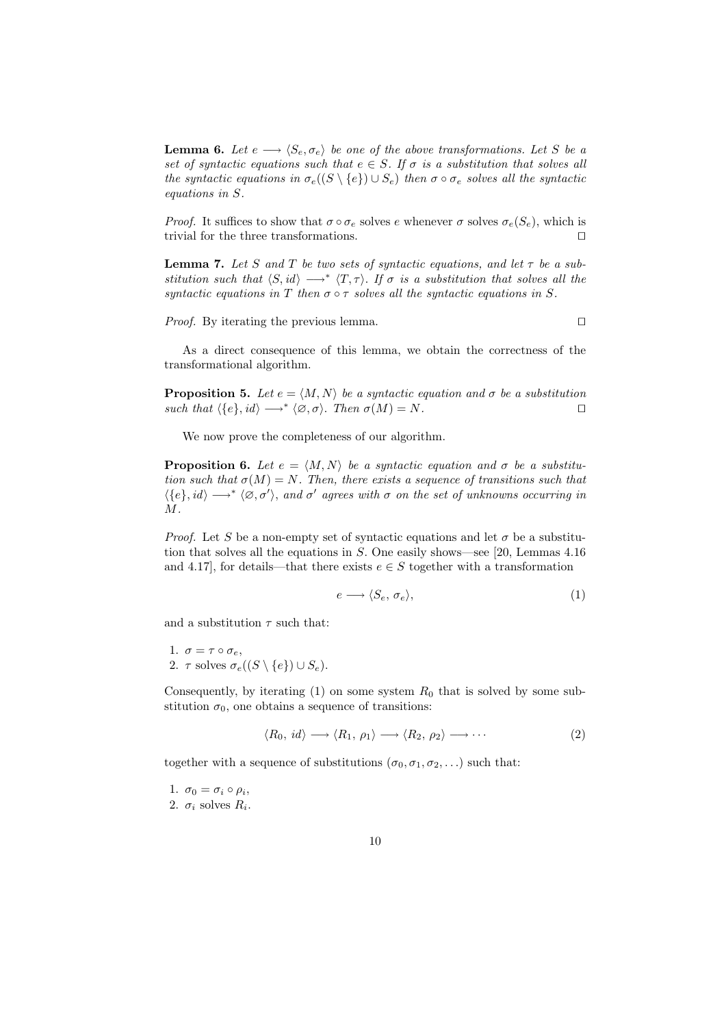**Lemma 6.** *Let $e \longrightarrow \langle S_e, \sigma_e \rangle$ be one of the above transformations. Let $S$ be a set of syntactic equations such that $e \in S$. If $\sigma$ is a substitution that solves all the syntactic equations in $\sigma_e((S \setminus \{e\}) \cup S_e)$ then $\sigma \circ \sigma_e$ solves all the syntactic equations in $S$.*

*Proof.* It suffices to show that $\sigma \circ \sigma_e$ solves $e$ whenever $\sigma$ solves $\sigma_e(S_e)$, which is trivial for the three transformations. □

**Lemma 7.** *Let $S$ and $T$ be two sets of syntactic equations, and let $\tau$ be a substitution such that $\langle S, id \rangle \longrightarrow^* \langle T, \tau \rangle$. If $\sigma$ is a substitution that solves all the syntactic equations in $T$ then $\sigma \circ \tau$ solves all the syntactic equations in $S$.*

*Proof.* By iterating the previous lemma. □

As a direct consequence of this lemma, we obtain the correctness of the transformational algorithm.

**Proposition 5.** *Let $e = \langle M, N \rangle$ be a syntactic equation and $\sigma$ be a substitution such that $\langle \{e\}, id \rangle \longrightarrow^* \langle \varnothing, \sigma \rangle$. Then $\sigma(M) = N$.* □

We now prove the completeness of our algorithm.

**Proposition 6.** *Let $e = \langle M, N \rangle$ be a syntactic equation and $\sigma$ be a substitution such that $\sigma(M) = N$. Then, there exists a sequence of transitions such that $\langle \{e\}, id \rangle \longrightarrow^* \langle \varnothing, \sigma' \rangle$, and $\sigma'$ agrees with $\sigma$ on the set of unknowns occurring in $M$.*

*Proof.* Let $S$ be a non-empty set of syntactic equations and let $\sigma$ be a substitution that solves all the equations in $S$. One easily shows—see [20, Lemmas 4.16 and 4.17], for details—that there exists $e \in S$ together with a transformation

$$e \longrightarrow \langle S_e,\, \sigma_e \rangle, \tag{1}$$

and a substitution $\tau$ such that:

1. $\sigma = \tau \circ \sigma_e$,
2. $\tau$ solves $\sigma_e((S \setminus \{e\}) \cup S_e)$.

Consequently, by iterating (1) on some system $R_0$ that is solved by some substitution $\sigma_0$, one obtains a sequence of transitions:

$$\langle R_0,\, id \rangle \longrightarrow \langle R_1,\, \rho_1 \rangle \longrightarrow \langle R_2,\, \rho_2 \rangle \longrightarrow \cdots \tag{2}$$

together with a sequence of substitutions $(\sigma_0, \sigma_1, \sigma_2, \ldots)$ such that:

1. $\sigma_0 = \sigma_i \circ \rho_i$,
2. $\sigma_i$ solves $R_i$.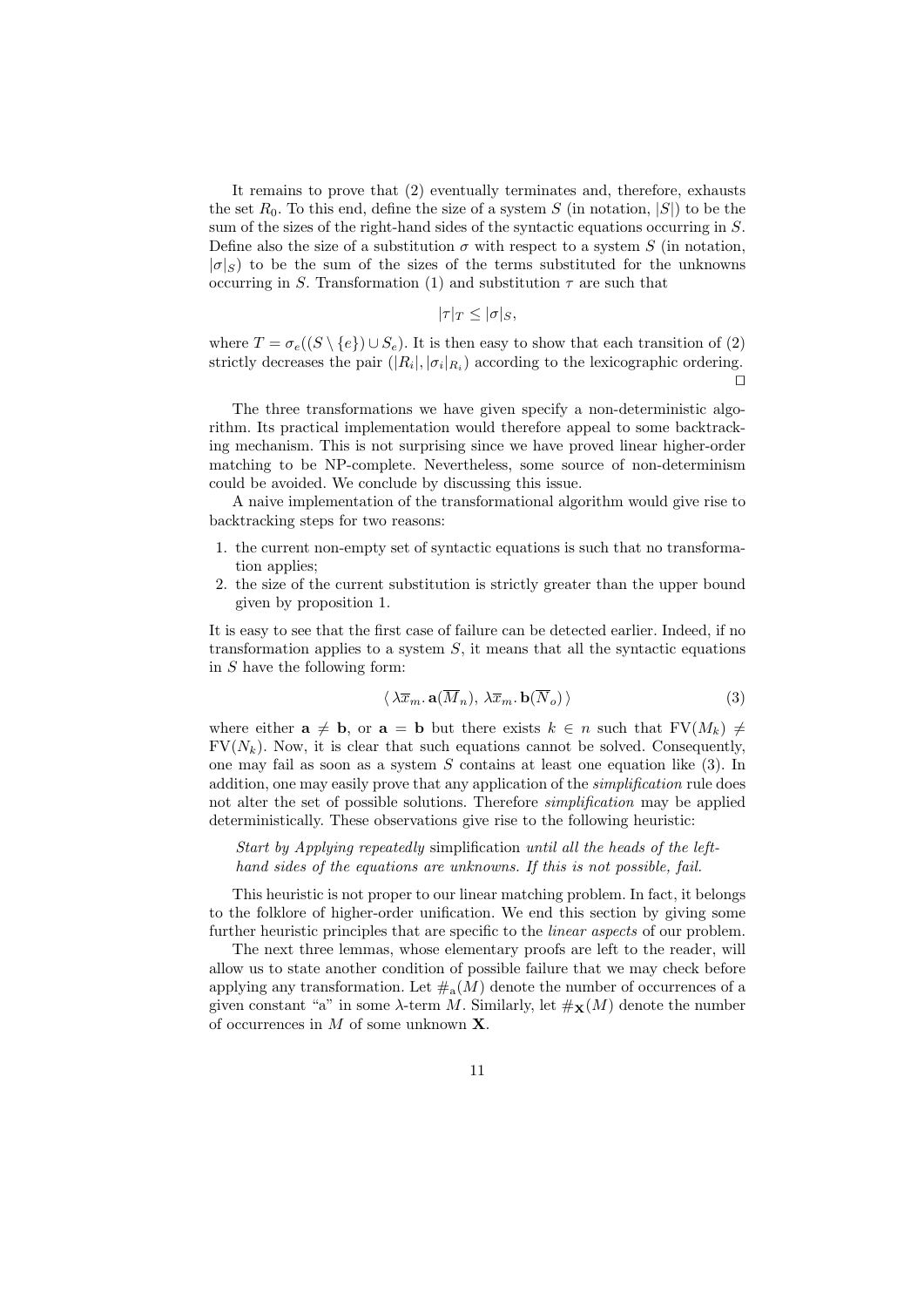It remains to prove that (2) eventually terminates and, therefore, exhausts the set $R_0$. To this end, define the size of a system $S$ (in notation, $|S|$) to be the sum of the sizes of the right-hand sides of the syntactic equations occurring in $S$. Define also the size of a substitution $\sigma$ with respect to a system $S$ (in notation, $|\sigma|_S$) to be the sum of the sizes of the terms substituted for the unknowns occurring in $S$. Transformation (1) and substitution $\tau$ are such that

$$|\tau|_T \leq |\sigma|_S,$$

where $T = \sigma_e((S \setminus \{e\}) \cup S_e)$. It is then easy to show that each transition of (2) strictly decreases the pair $(|R_i|, |\sigma_i|_{R_i})$ according to the lexicographic ordering. □

The three transformations we have given specify a non-deterministic algorithm. Its practical implementation would therefore appeal to some backtracking mechanism. This is not surprising since we have proved linear higher-order matching to be NP-complete. Nevertheless, some source of non-determinism could be avoided. We conclude by discussing this issue.

A naive implementation of the transformational algorithm would give rise to backtracking steps for two reasons:

1. the current non-empty set of syntactic equations is such that no transformation applies;
2. the size of the current substitution is strictly greater than the upper bound given by proposition 1.

It is easy to see that the first case of failure can be detected earlier. Indeed, if no transformation applies to a system $S$, it means that all the syntactic equations in $S$ have the following form:

$$\langle\, \lambda\overline{x}_m.\, \mathbf{a}(\overline{M}_n),\ \lambda\overline{x}_m.\, \mathbf{b}(\overline{N}_o)\,\rangle \tag{3}$$

where either $\mathbf{a} \neq \mathbf{b}$, or $\mathbf{a} = \mathbf{b}$ but there exists $k \in n$ such that $\mathrm{FV}(M_k) \neq \mathrm{FV}(N_k)$. Now, it is clear that such equations cannot be solved. Consequently, one may fail as soon as a system $S$ contains at least one equation like (3). In addition, one may easily prove that any application of the *simplification* rule does not alter the set of possible solutions. Therefore *simplification* may be applied deterministically. These observations give rise to the following heuristic:

> *Start by Applying repeatedly* simplification *until all the heads of the left-hand sides of the equations are unknowns. If this is not possible, fail.*

This heuristic is not proper to our linear matching problem. In fact, it belongs to the folklore of higher-order unification. We end this section by giving some further heuristic principles that are specific to the *linear aspects* of our problem.

The next three lemmas, whose elementary proofs are left to the reader, will allow us to state another condition of possible failure that we may check before applying any transformation. Let $\#_{\mathrm{a}}(M)$ denote the number of occurrences of a given constant "a" in some $\lambda$-term $M$. Similarly, let $\#_{\mathbf{X}}(M)$ denote the number of occurrences in $M$ of some unknown $\mathbf{X}$.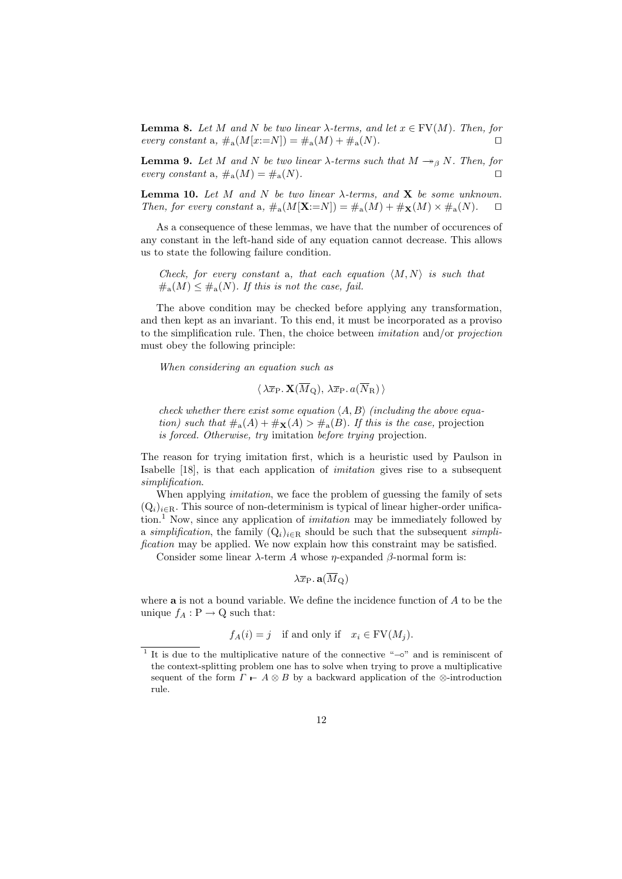**Lemma 8.** *Let $M$ and $N$ be two linear $\lambda$-terms, and let $x \in \mathrm{FV}(M)$. Then, for every constant* a*, $\#_{\mathrm{a}}(M[x{:=}N]) = \#_{\mathrm{a}}(M) + \#_{\mathrm{a}}(N)$.* □

**Lemma 9.** *Let $M$ and $N$ be two linear $\lambda$-terms such that $M \twoheadrightarrow_{\beta} N$. Then, for every constant* a*, $\#_{\mathrm{a}}(M) = \#_{\mathrm{a}}(N)$.* □

**Lemma 10.** *Let $M$ and $N$ be two linear $\lambda$-terms, and $\mathbf{X}$ be some unknown. Then, for every constant* a*, $\#_{\mathrm{a}}(M[\mathbf{X}{:=}N]) = \#_{\mathrm{a}}(M) + \#_{\mathbf{X}}(M) \times \#_{\mathrm{a}}(N)$.* □

As a consequence of these lemmas, we have that the number of occurences of any constant in the left-hand side of any equation cannot decrease. This allows us to state the following failure condition.

> *Check, for every constant* a*, that each equation $\langle M, N\rangle$ is such that $\#_{\mathrm{a}}(M) \leq \#_{\mathrm{a}}(N)$. If this is not the case, fail.*

The above condition may be checked before applying any transformation, and then kept as an invariant. To this end, it must be incorporated as a proviso to the simplification rule. Then, the choice between *imitation* and/or *projection* must obey the following principle:

> *When considering an equation such as*
>
> $$\langle\, \lambda\overline{x}_{\mathrm{P}}.\, \mathbf{X}(\overline{M}_{\mathrm{Q}}),\, \lambda\overline{x}_{\mathrm{P}}.\, a(\overline{N}_{\mathrm{R}})\,\rangle$$
>
> *check whether there exist some equation $\langle A, B\rangle$ (including the above equation) such that $\#_{\mathrm{a}}(A) + \#_{\mathbf{X}}(A) > \#_{\mathrm{a}}(B)$. If this is the case,* projection *is forced. Otherwise, try* imitation *before trying* projection*.*

The reason for trying imitation first, which is a heuristic used by Paulson in Isabelle [18], is that each application of *imitation* gives rise to a subsequent *simplification*.

When applying *imitation*, we face the problem of guessing the family of sets $(\mathrm{Q}_i)_{i\in\mathrm{R}}$. This source of non-determinism is typical of linear higher-order unification.[1] Now, since any application of *imitation* may be immediately followed by a *simplification*, the family $(\mathrm{Q}_i)_{i\in\mathrm{R}}$ should be such that the subsequent *simplification* may be applied. We now explain how this constraint may be satisfied.

Consider some linear $\lambda$-term $A$ whose $\eta$-expanded $\beta$-normal form is:

$$\lambda\overline{x}_{\mathrm{P}}.\, \mathbf{a}(\overline{M}_{\mathrm{Q}})$$

where $\mathbf{a}$ is not a bound variable. We define the incidence function of $A$ to be the unique $f_A : \mathrm{P} \to \mathrm{Q}$ such that:

$$f_A(i) = j \quad \text{if and only if} \quad x_i \in \mathrm{FV}(M_j).$$

---

[1] It is due to the multiplicative nature of the connective "$\multimap$" and is reminiscent of the context-splitting problem one has to solve when trying to prove a multiplicative sequent of the form $\Gamma \vdash A \otimes B$ by a backward application of the $\otimes$-introduction rule.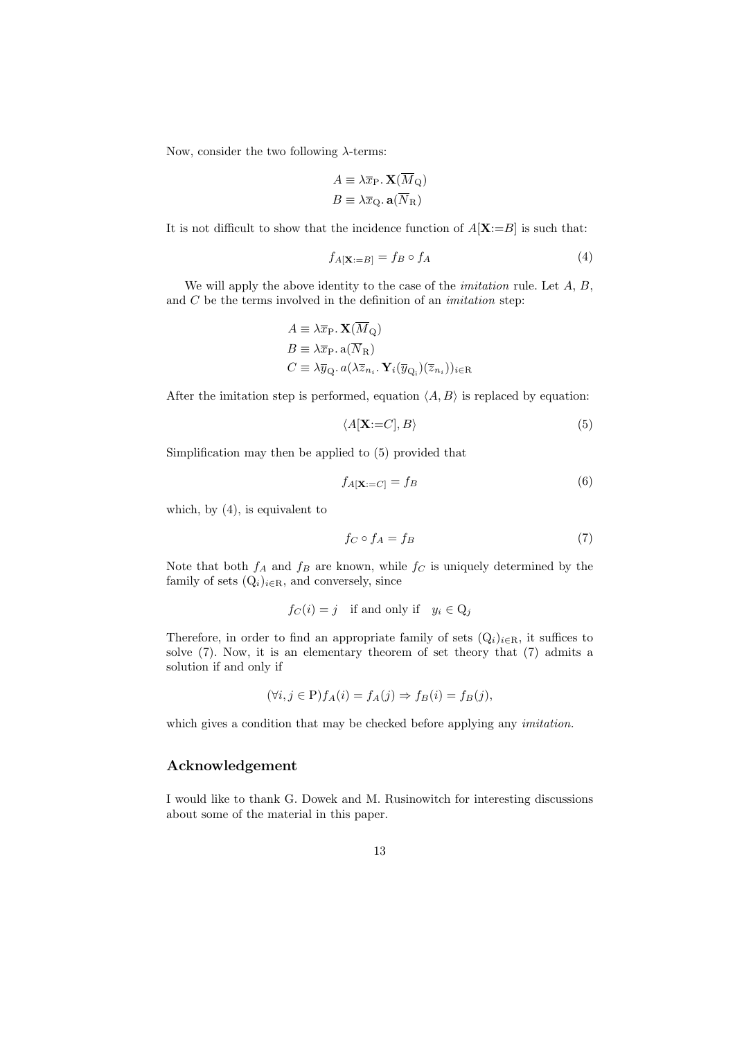Now, consider the two following $\lambda$-terms:

$$A \equiv \lambda \overline{x}_{\mathrm{P}}.\, \mathbf{X}(\overline{M}_{\mathrm{Q}})$$
$$B \equiv \lambda \overline{x}_{\mathrm{Q}}.\, \mathbf{a}(\overline{N}_{\mathrm{R}})$$

It is not difficult to show that the incidence function of $A[\mathbf{X}{:=}B]$ is such that:

$$f_{A[\mathbf{X}:=B]} = f_B \circ f_A \tag{4}$$

We will apply the above identity to the case of the *imitation* rule. Let $A$, $B$, and $C$ be the terms involved in the definition of an *imitation* step:

$$A \equiv \lambda \overline{x}_{\mathrm{P}}.\, \mathbf{X}(\overline{M}_{\mathrm{Q}})$$
$$B \equiv \lambda \overline{x}_{\mathrm{P}}.\, \mathrm{a}(\overline{N}_{\mathrm{R}})$$
$$C \equiv \lambda \overline{y}_{\mathrm{Q}}.\, a(\lambda \overline{z}_{n_i}.\, \mathbf{Y}_i(\overline{y}_{\mathrm{Q_i}})(\overline{z}_{n_i}))_{i \in \mathrm{R}}$$

After the imitation step is performed, equation $\langle A, B\rangle$ is replaced by equation:

$$\langle A[\mathbf{X}{:=}C], B\rangle \tag{5}$$

Simplification may then be applied to (5) provided that

$$f_{A[\mathbf{X}:=C]} = f_B \tag{6}$$

which, by (4), is equivalent to

$$f_C \circ f_A = f_B \tag{7}$$

Note that both $f_A$ and $f_B$ are known, while $f_C$ is uniquely determined by the family of sets $(\mathrm{Q}_i)_{i \in \mathrm{R}}$, and conversely, since

$$f_C(i) = j \quad \text{if and only if} \quad y_i \in \mathrm{Q}_j$$

Therefore, in order to find an appropriate family of sets $(\mathrm{Q}_i)_{i \in \mathrm{R}}$, it suffices to solve (7). Now, it is an elementary theorem of set theory that (7) admits a solution if and only if

$$(\forall i, j \in \mathrm{P}) f_A(i) = f_A(j) \Rightarrow f_B(i) = f_B(j),$$

which gives a condition that may be checked before applying any *imitation*.

## Acknowledgement

I would like to thank G. Dowek and M. Rusinowitch for interesting discussions about some of the material in this paper.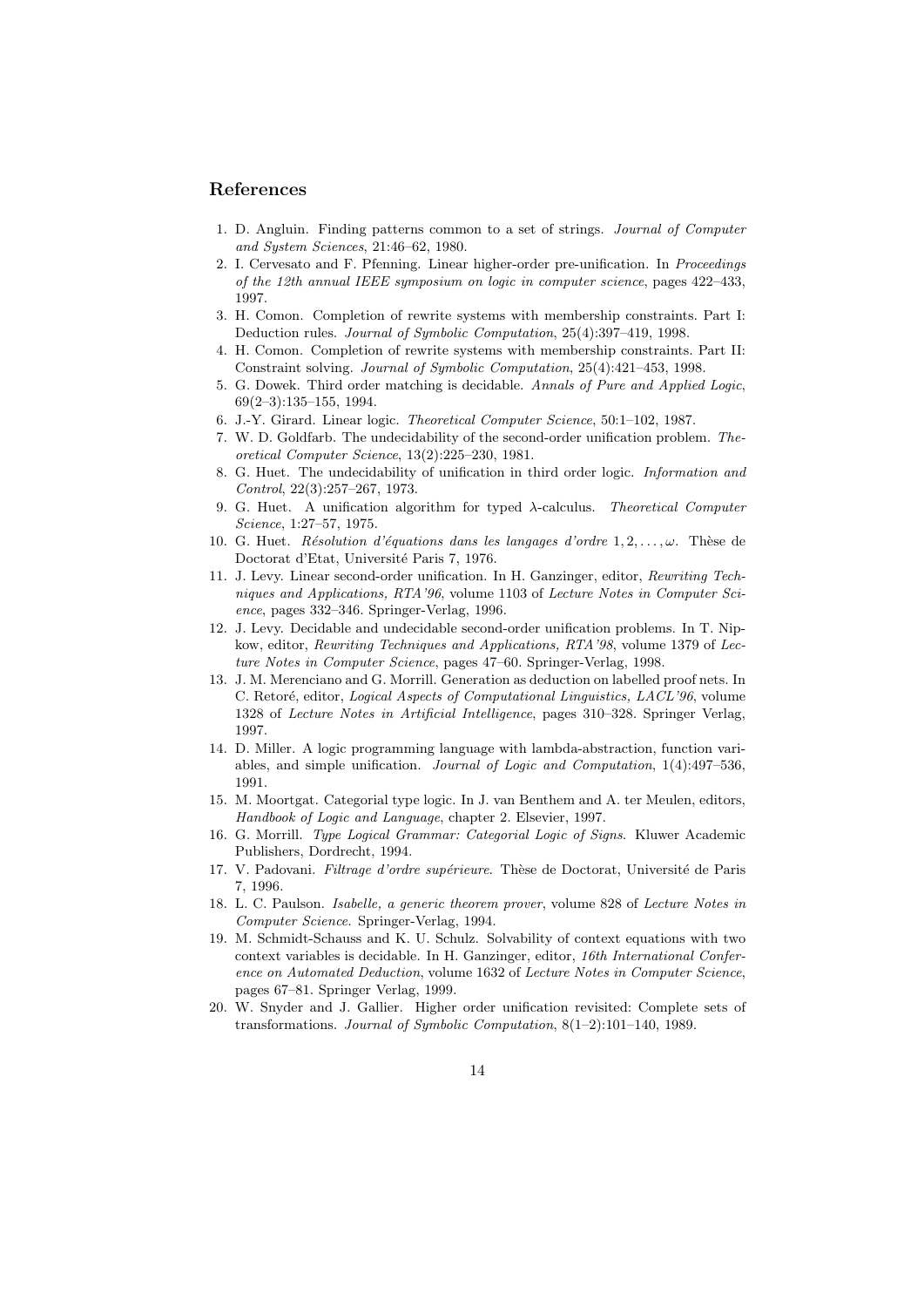## References

1. D. Angluin. Finding patterns common to a set of strings. *Journal of Computer and System Sciences*, 21:46–62, 1980.
2. I. Cervesato and F. Pfenning. Linear higher-order pre-unification. In *Proceedings of the 12th annual IEEE symposium on logic in computer science*, pages 422–433, 1997.
3. H. Comon. Completion of rewrite systems with membership constraints. Part I: Deduction rules. *Journal of Symbolic Computation*, 25(4):397–419, 1998.
4. H. Comon. Completion of rewrite systems with membership constraints. Part II: Constraint solving. *Journal of Symbolic Computation*, 25(4):421–453, 1998.
5. G. Dowek. Third order matching is decidable. *Annals of Pure and Applied Logic*, 69(2–3):135–155, 1994.
6. J.-Y. Girard. Linear logic. *Theoretical Computer Science*, 50:1–102, 1987.
7. W. D. Goldfarb. The undecidability of the second-order unification problem. *Theoretical Computer Science*, 13(2):225–230, 1981.
8. G. Huet. The undecidability of unification in third order logic. *Information and Control*, 22(3):257–267, 1973.
9. G. Huet. A unification algorithm for typed $\lambda$-calculus. *Theoretical Computer Science*, 1:27–57, 1975.
10. G. Huet. *Résolution d'équations dans les langages d'ordre* $1, 2, \ldots, \omega$. Thèse de Doctorat d'Etat, Université Paris 7, 1976.
11. J. Levy. Linear second-order unification. In H. Ganzinger, editor, *Rewriting Techniques and Applications, RTA'96*, volume 1103 of *Lecture Notes in Computer Science*, pages 332–346. Springer-Verlag, 1996.
12. J. Levy. Decidable and undecidable second-order unification problems. In T. Nipkow, editor, *Rewriting Techniques and Applications, RTA'98*, volume 1379 of *Lecture Notes in Computer Science*, pages 47–60. Springer-Verlag, 1998.
13. J. M. Merenciano and G. Morrill. Generation as deduction on labelled proof nets. In C. Retoré, editor, *Logical Aspects of Computational Linguistics, LACL'96*, volume 1328 of *Lecture Notes in Artificial Intelligence*, pages 310–328. Springer Verlag, 1997.
14. D. Miller. A logic programming language with lambda-abstraction, function variables, and simple unification. *Journal of Logic and Computation*, 1(4):497–536, 1991.
15. M. Moortgat. Categorial type logic. In J. van Benthem and A. ter Meulen, editors, *Handbook of Logic and Language*, chapter 2. Elsevier, 1997.
16. G. Morrill. *Type Logical Grammar: Categorial Logic of Signs*. Kluwer Academic Publishers, Dordrecht, 1994.
17. V. Padovani. *Filtrage d'ordre supérieure*. Thèse de Doctorat, Université de Paris 7, 1996.
18. L. C. Paulson. *Isabelle, a generic theorem prover*, volume 828 of *Lecture Notes in Computer Science*. Springer-Verlag, 1994.
19. M. Schmidt-Schauss and K. U. Schulz. Solvability of context equations with two context variables is decidable. In H. Ganzinger, editor, *16th International Conference on Automated Deduction*, volume 1632 of *Lecture Notes in Computer Science*, pages 67–81. Springer Verlag, 1999.
20. W. Snyder and J. Gallier. Higher order unification revisited: Complete sets of transformations. *Journal of Symbolic Computation*, 8(1–2):101–140, 1989.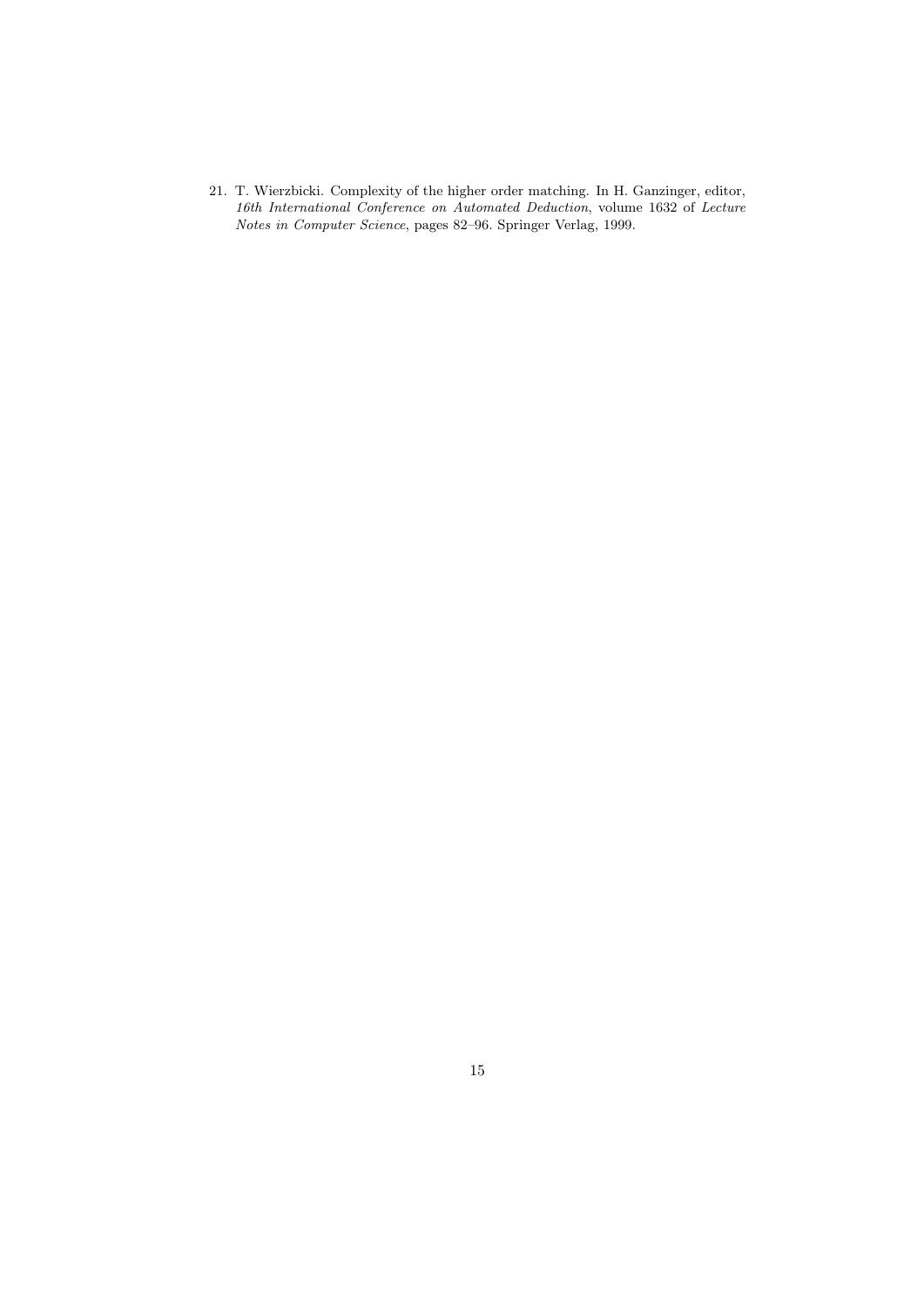21. T. Wierzbicki. Complexity of the higher order matching. In H. Ganzinger, editor, *16th International Conference on Automated Deduction*, volume 1632 of *Lecture Notes in Computer Science*, pages 82–96. Springer Verlag, 1999.